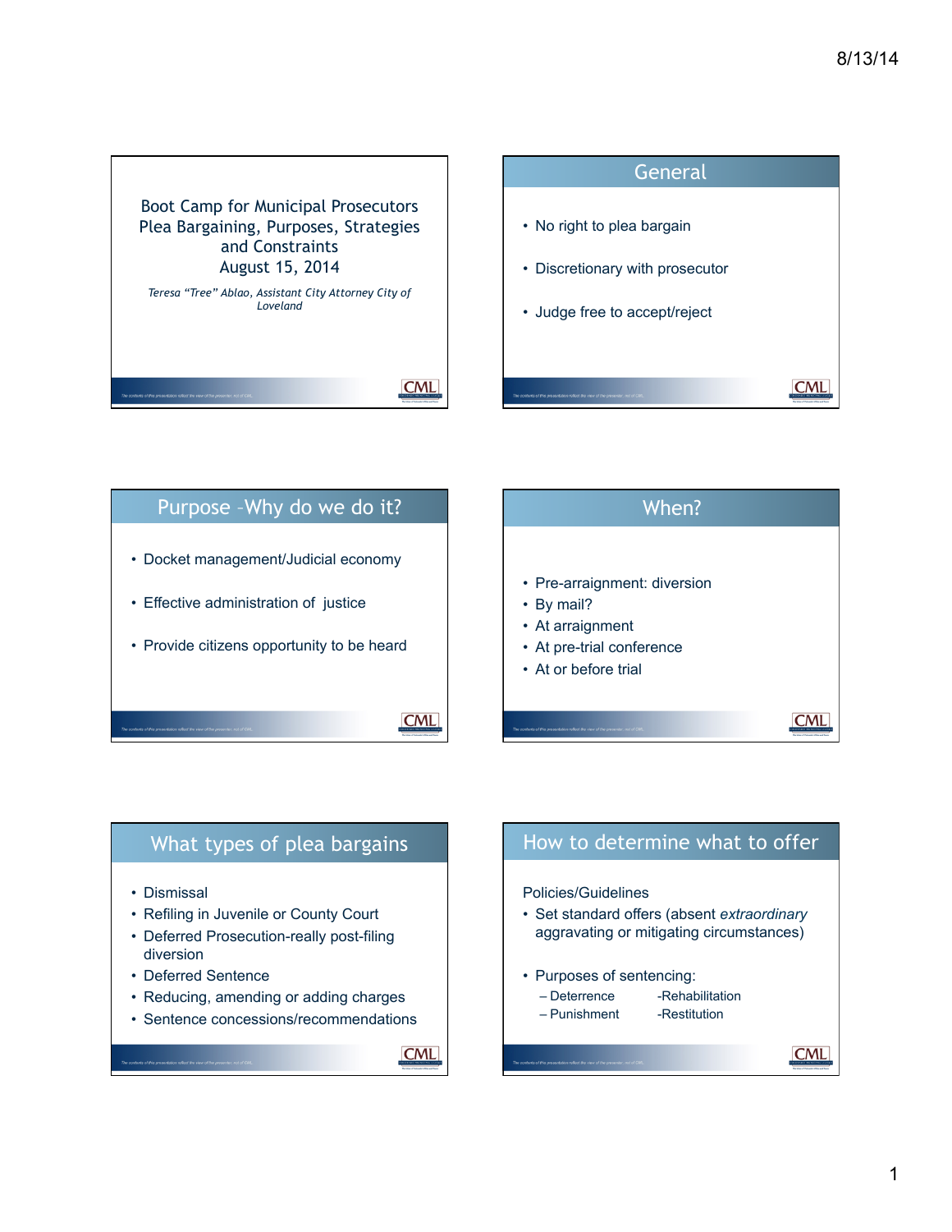# Boot Camp for Municipal Prosecutors
## Plea Bargaining, Purposes, Strategies and Constraints
### August 15, 2014

*Teresa "Tree" Ablao, Assistant City Attorney City of Loveland*

## General

- No right to plea bargain
- Discretionary with prosecutor
- Judge free to accept/reject

## Purpose –Why do we do it?

- Docket management/Judicial economy
- Effective administration of justice
- Provide citizens opportunity to be heard

## When?

- Pre-arraignment: diversion
- By mail?
- At arraignment
- At pre-trial conference
- At or before trial

## What types of plea bargains

- Dismissal
- Refiling in Juvenile or County Court
- Deferred Prosecution-really post-filing diversion
- Deferred Sentence
- Reducing, amending or adding charges
- Sentence concessions/recommendations

## How to determine what to offer

Policies/Guidelines

- Set standard offers (absent *extraordinary* aggravating or mitigating circumstances)
- Purposes of sentencing:
  - Deterrence
  - Punishment
  - Rehabilitation
  - Restitution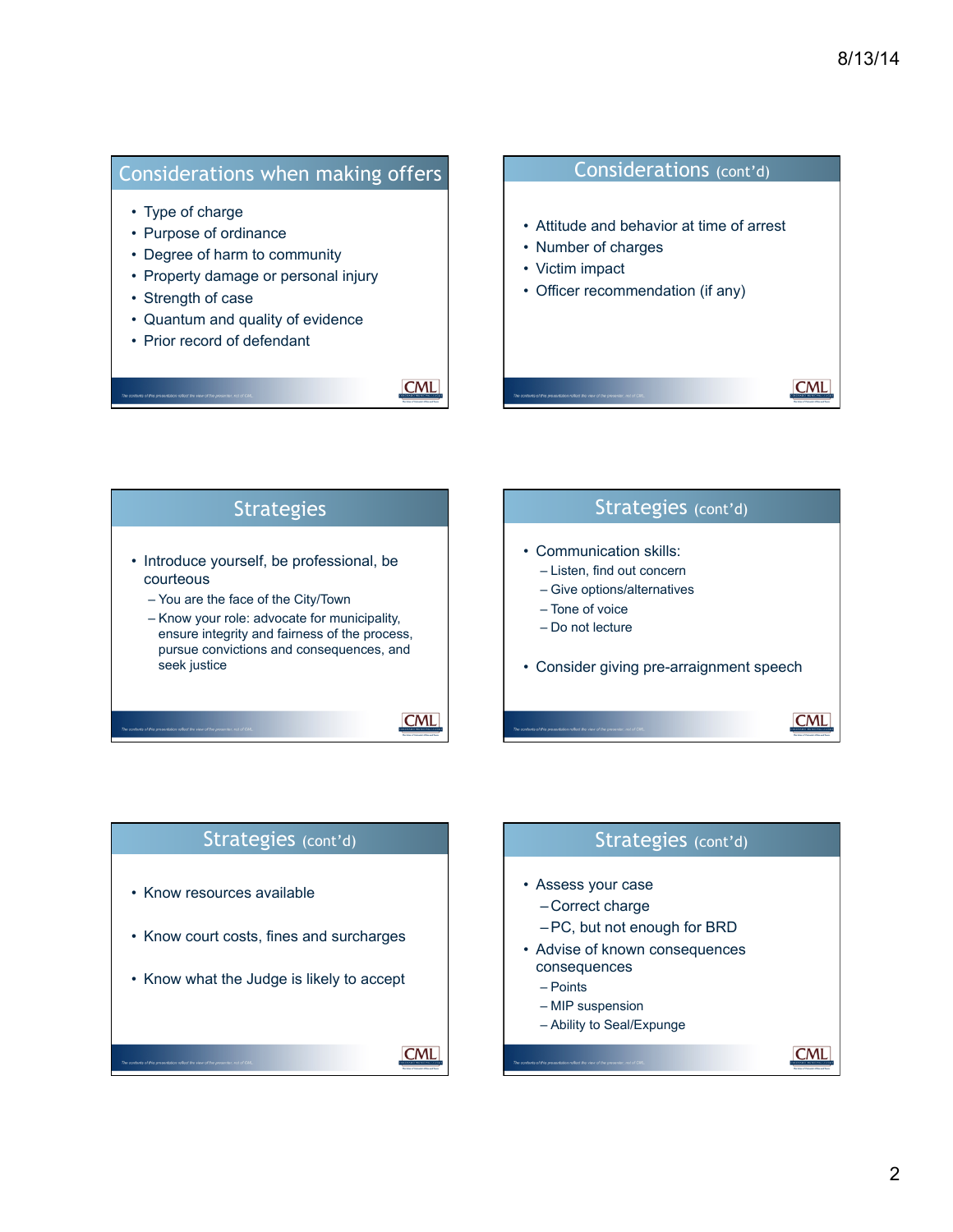## Considerations when making offers

- Type of charge
- Purpose of ordinance
- Degree of harm to community
- Property damage or personal injury
- Strength of case
- Quantum and quality of evidence
- Prior record of defendant

## Considerations (cont'd)

- Attitude and behavior at time of arrest
- Number of charges
- Victim impact
- Officer recommendation (if any)

## Strategies

- Introduce yourself, be professional, be courteous
  - You are the face of the City/Town
  - Know your role: advocate for municipality, ensure integrity and fairness of the process, pursue convictions and consequences, and seek justice

## Strategies (cont'd)

- Communication skills:
  - Listen, find out concern
  - Give options/alternatives
  - Tone of voice
  - Do not lecture
- Consider giving pre-arraignment speech

## Strategies (cont'd)

- Know resources available
- Know court costs, fines and surcharges
- Know what the Judge is likely to accept

## Strategies (cont'd)

- Assess your case
  - Correct charge
  - PC, but not enough for BRD
- Advise of known consequences consequences
  - Points
  - MIP suspension
  - Ability to Seal/Expunge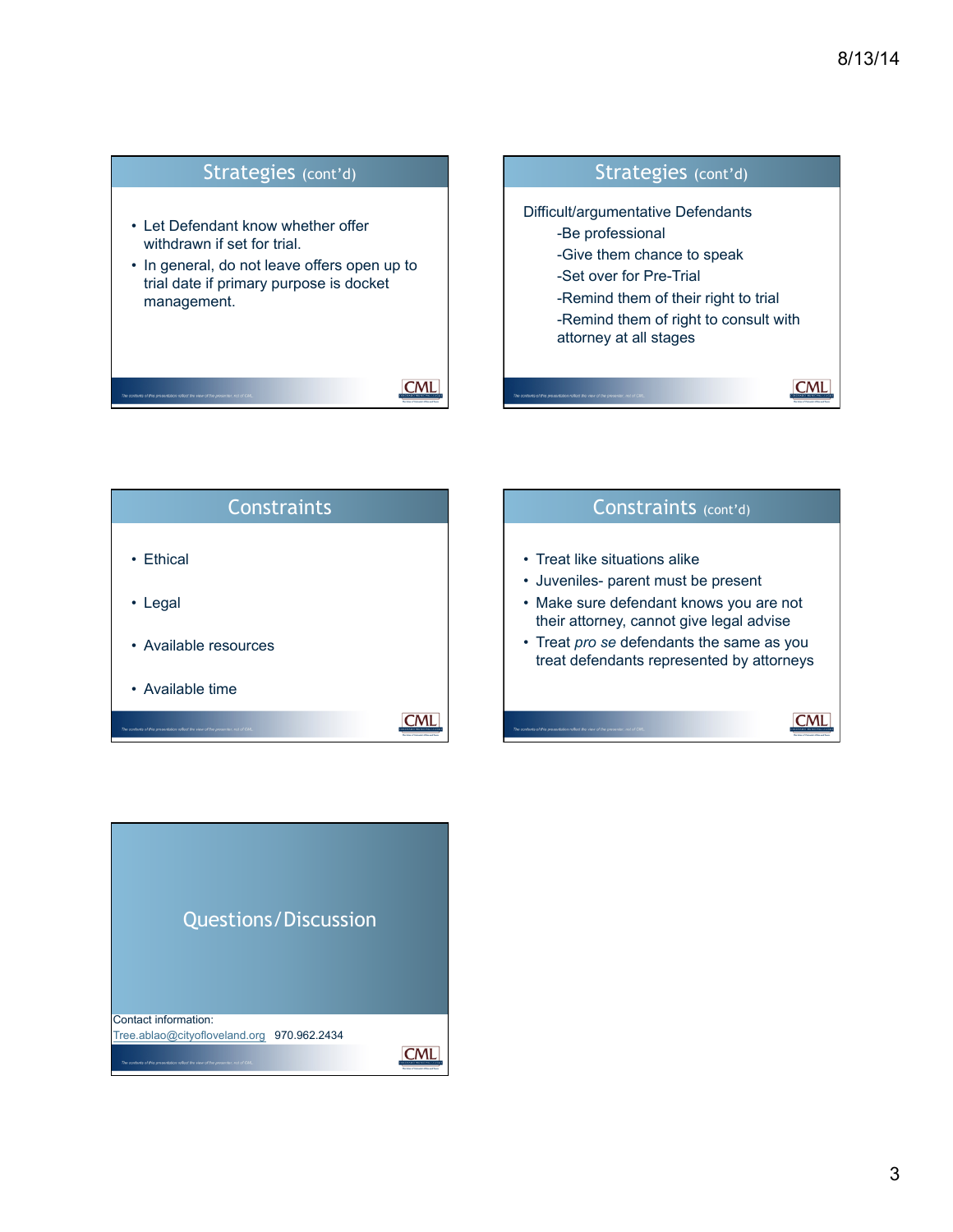## Strategies (cont'd)

- Let Defendant know whether offer withdrawn if set for trial.
- In general, do not leave offers open up to trial date if primary purpose is docket management.

## Strategies (cont'd)

Difficult/argumentative Defendants

-Be professional

-Give them chance to speak

-Set over for Pre-Trial

-Remind them of their right to trial

-Remind them of right to consult with attorney at all stages

## Constraints

- Ethical
- Legal
- Available resources
- Available time

## Constraints (cont'd)

- Treat like situations alike
- Juveniles- parent must be present
- Make sure defendant knows you are not their attorney, cannot give legal advise
- Treat *pro se* defendants the same as you treat defendants represented by attorneys

## Questions/Discussion

Contact information:
Tree.ablao@cityofloveland.org 970.962.2434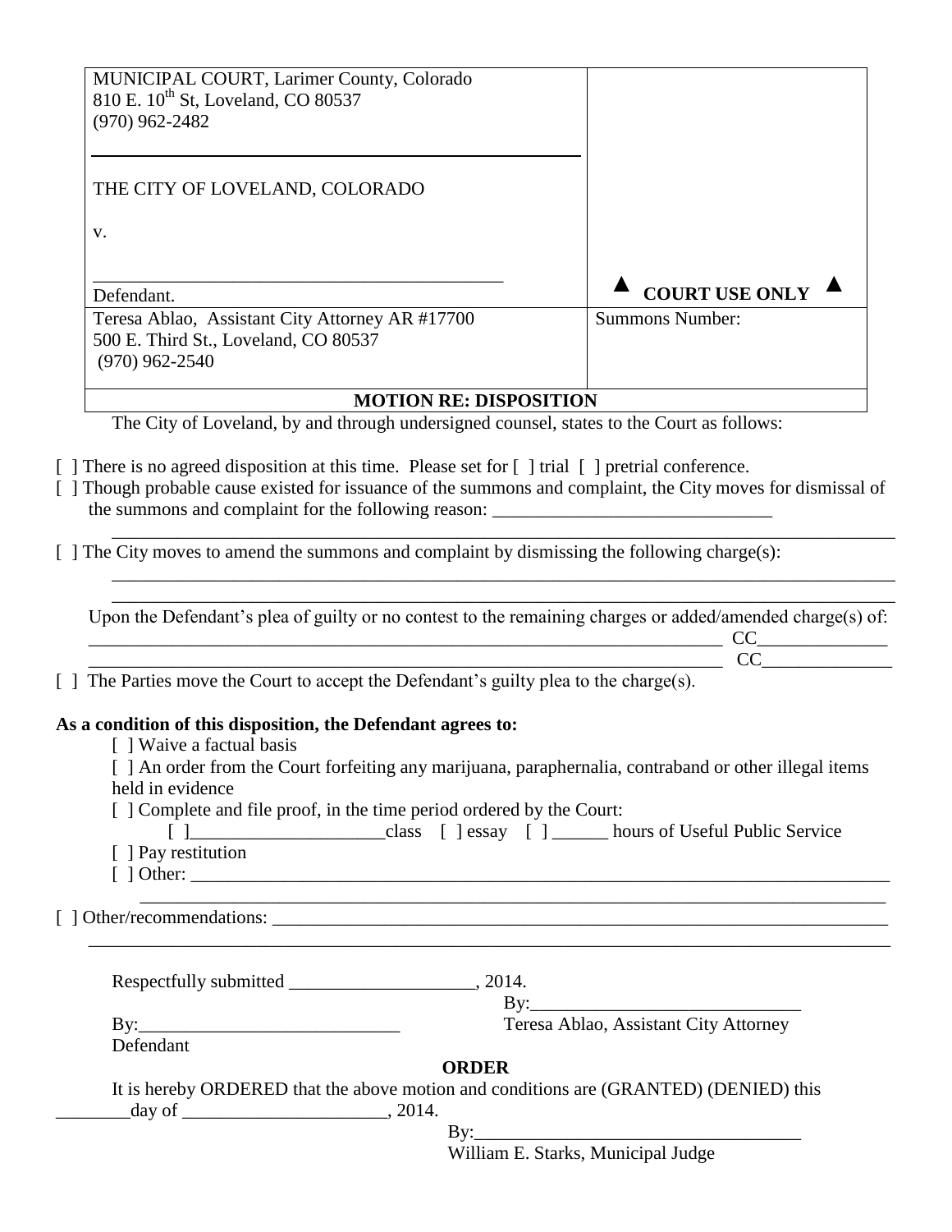| MUNICIPAL COURT, Larimer County, Colorado<br>810 E. 10th St, Loveland, CO 80537<br>(970) 962-2482<br><br>THE CITY OF LOVELAND, COLORADO<br><br>v.<br><br>____________________________________________<br>Defendant. | ▲ COURT USE ONLY ▲ |
|---|---|
| Teresa Ablao, Assistant City Attorney AR #17700<br>500 E. Third St., Loveland, CO 80537<br>(970) 962-2540 | Summons Number: |

**MOTION RE: DISPOSITION**

The City of Loveland, by and through undersigned counsel, states to the Court as follows:

[ ] There is no agreed disposition at this time. Please set for [ ] trial [ ] pretrial conference.

[ ] Though probable cause existed for issuance of the summons and complaint, the City moves for dismissal of the summons and complaint for the following reason: ______________________________
____________________________________________________________________________________

[ ] The City moves to amend the summons and complaint by dismissing the following charge(s):
____________________________________________________________________________________
____________________________________________________________________________________

Upon the Defendant's plea of guilty or no contest to the remaining charges or added/amended charge(s) of:
______________________________________________________________________ CC______________
______________________________________________________________________ CC______________

[ ] The Parties move the Court to accept the Defendant's guilty plea to the charge(s).

**As a condition of this disposition, the Defendant agrees to:**

[ ] Waive a factual basis

[ ] An order from the Court forfeiting any marijuana, paraphernalia, contraband or other illegal items held in evidence

[ ] Complete and file proof, in the time period ordered by the Court:

[ ]_____________________class [ ] essay [ ] ______ hours of Useful Public Service

[ ] Pay restitution

[ ] Other: ____________________________________________________________________________
____________________________________________________________________________

[ ] Other/recommendations: _______________________________________________________________
____________________________________________________________________________________

Respectfully submitted ____________________, 2014.

By:______________________________
Teresa Ablao, Assistant City Attorney

By:____________________________
Defendant

**ORDER**

It is hereby ORDERED that the above motion and conditions are (GRANTED) (DENIED) this ________day of ______________________, 2014.

By:____________________________________
William E. Starks, Municipal Judge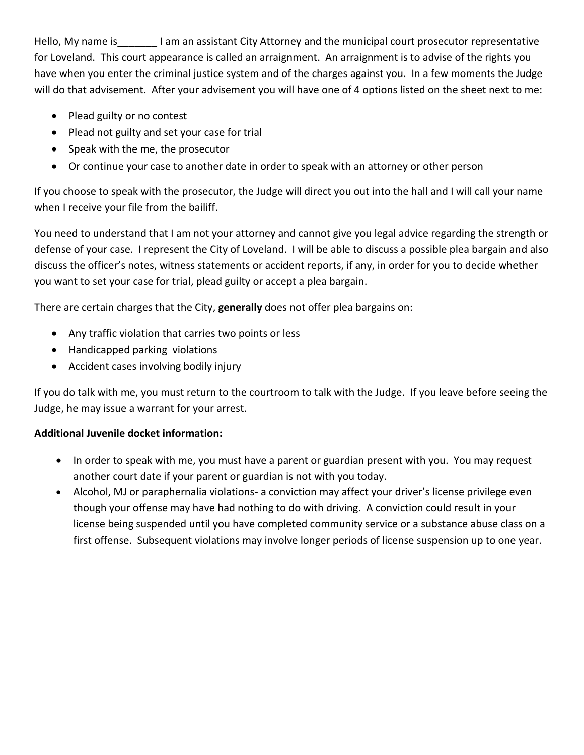Hello, My name is_______ I am an assistant City Attorney and the municipal court prosecutor representative for Loveland. This court appearance is called an arraignment. An arraignment is to advise of the rights you have when you enter the criminal justice system and of the charges against you. In a few moments the Judge will do that advisement. After your advisement you will have one of 4 options listed on the sheet next to me:

- Plead guilty or no contest
- Plead not guilty and set your case for trial
- Speak with the me, the prosecutor
- Or continue your case to another date in order to speak with an attorney or other person

If you choose to speak with the prosecutor, the Judge will direct you out into the hall and I will call your name when I receive your file from the bailiff.

You need to understand that I am not your attorney and cannot give you legal advice regarding the strength or defense of your case. I represent the City of Loveland. I will be able to discuss a possible plea bargain and also discuss the officer's notes, witness statements or accident reports, if any, in order for you to decide whether you want to set your case for trial, plead guilty or accept a plea bargain.

There are certain charges that the City, **generally** does not offer plea bargains on:

- Any traffic violation that carries two points or less
- Handicapped parking violations
- Accident cases involving bodily injury

If you do talk with me, you must return to the courtroom to talk with the Judge. If you leave before seeing the Judge, he may issue a warrant for your arrest.

**Additional Juvenile docket information:**

- In order to speak with me, you must have a parent or guardian present with you. You may request another court date if your parent or guardian is not with you today.
- Alcohol, MJ or paraphernalia violations- a conviction may affect your driver's license privilege even though your offense may have had nothing to do with driving. A conviction could result in your license being suspended until you have completed community service or a substance abuse class on a first offense. Subsequent violations may involve longer periods of license suspension up to one year.